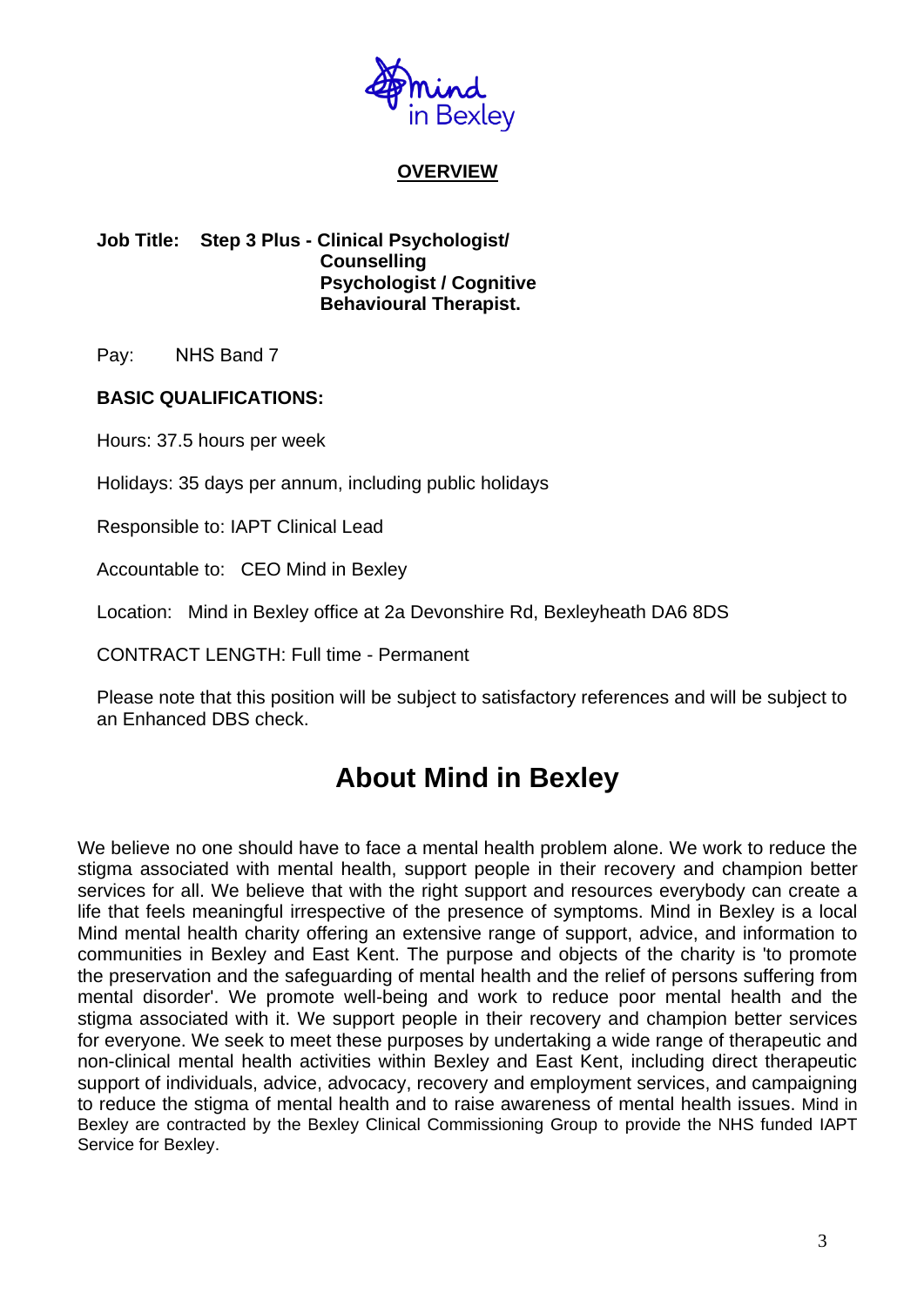Mind in Bexley

## OVERVIEW

**Job Title: Step 3 Plus - Clinical Psychologist/ Counselling Psychologist / Cognitive Behavioural Therapist.**

Pay: NHS Band 7

**BASIC QUALIFICATIONS:**

Hours: 37.5 hours per week

Holidays: 35 days per annum, including public holidays

Responsible to: IAPT Clinical Lead

Accountable to: CEO Mind in Bexley

Location: Mind in Bexley office at 2a Devonshire Rd, Bexleyheath DA6 8DS

CONTRACT LENGTH: Full time - Permanent

Please note that this position will be subject to satisfactory references and will be subject to an Enhanced DBS check.

# About Mind in Bexley

We believe no one should have to face a mental health problem alone. We work to reduce the stigma associated with mental health, support people in their recovery and champion better services for all. We believe that with the right support and resources everybody can create a life that feels meaningful irrespective of the presence of symptoms. Mind in Bexley is a local Mind mental health charity offering an extensive range of support, advice, and information to communities in Bexley and East Kent. The purpose and objects of the charity is 'to promote the preservation and the safeguarding of mental health and the relief of persons suffering from mental disorder'. We promote well-being and work to reduce poor mental health and the stigma associated with it. We support people in their recovery and champion better services for everyone. We seek to meet these purposes by undertaking a wide range of therapeutic and non-clinical mental health activities within Bexley and East Kent, including direct therapeutic support of individuals, advice, advocacy, recovery and employment services, and campaigning to reduce the stigma of mental health and to raise awareness of mental health issues. Mind in Bexley are contracted by the Bexley Clinical Commissioning Group to provide the NHS funded IAPT Service for Bexley.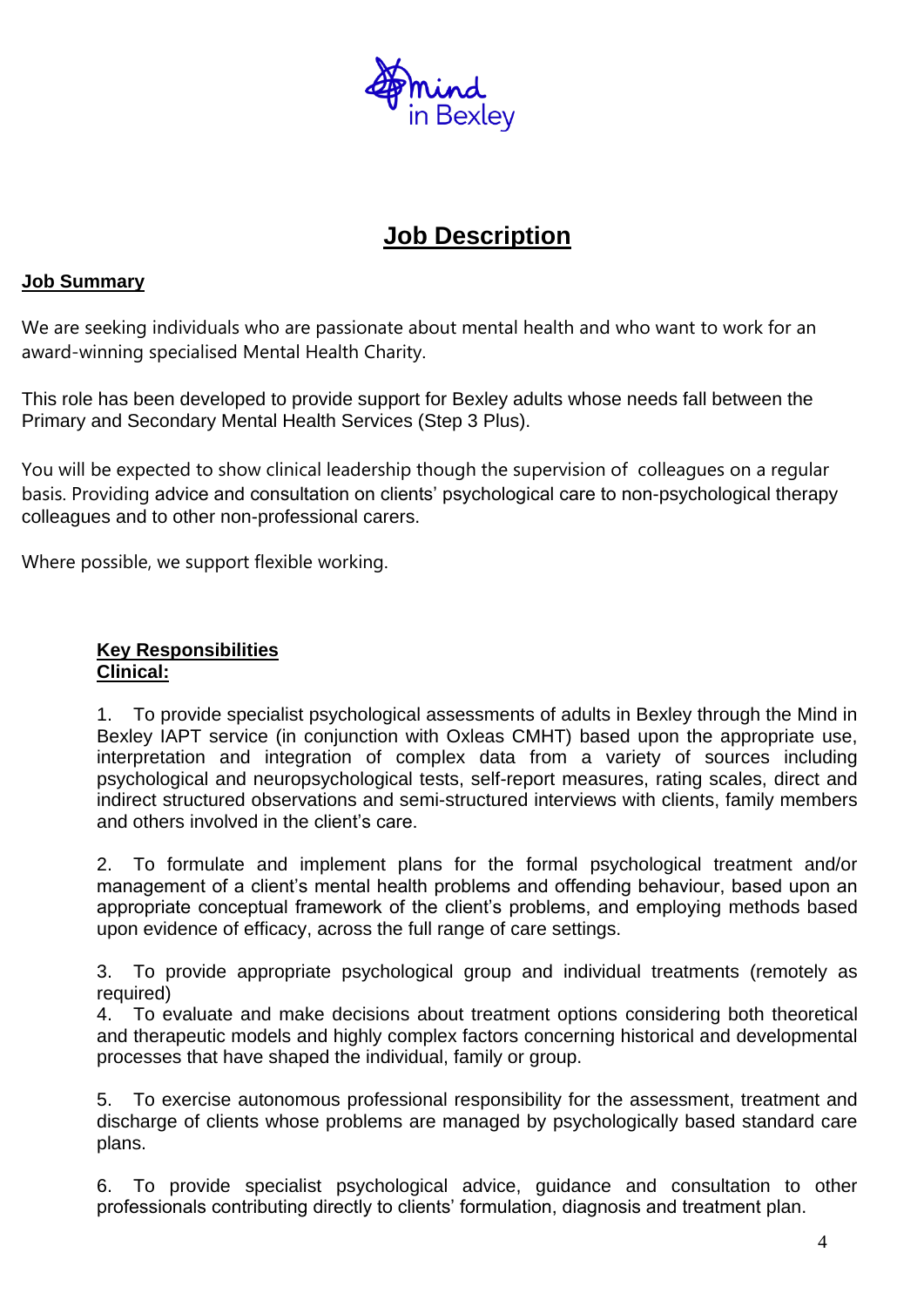# Job Description

## Job Summary

We are seeking individuals who are passionate about mental health and who want to work for an award-winning specialised Mental Health Charity.

This role has been developed to provide support for Bexley adults whose needs fall between the Primary and Secondary Mental Health Services (Step 3 Plus).

You will be expected to show clinical leadership though the supervision of colleagues on a regular basis. Providing advice and consultation on clients' psychological care to non-psychological therapy colleagues and to other non-professional carers.

Where possible, we support flexible working.

### Key Responsibilities

### Clinical:

1. To provide specialist psychological assessments of adults in Bexley through the Mind in Bexley IAPT service (in conjunction with Oxleas CMHT) based upon the appropriate use, interpretation and integration of complex data from a variety of sources including psychological and neuropsychological tests, self-report measures, rating scales, direct and indirect structured observations and semi-structured interviews with clients, family members and others involved in the client's care.

2. To formulate and implement plans for the formal psychological treatment and/or management of a client's mental health problems and offending behaviour, based upon an appropriate conceptual framework of the client's problems, and employing methods based upon evidence of efficacy, across the full range of care settings.

3. To provide appropriate psychological group and individual treatments (remotely as required)

4. To evaluate and make decisions about treatment options considering both theoretical and therapeutic models and highly complex factors concerning historical and developmental processes that have shaped the individual, family or group.

5. To exercise autonomous professional responsibility for the assessment, treatment and discharge of clients whose problems are managed by psychologically based standard care plans.

6. To provide specialist psychological advice, guidance and consultation to other professionals contributing directly to clients' formulation, diagnosis and treatment plan.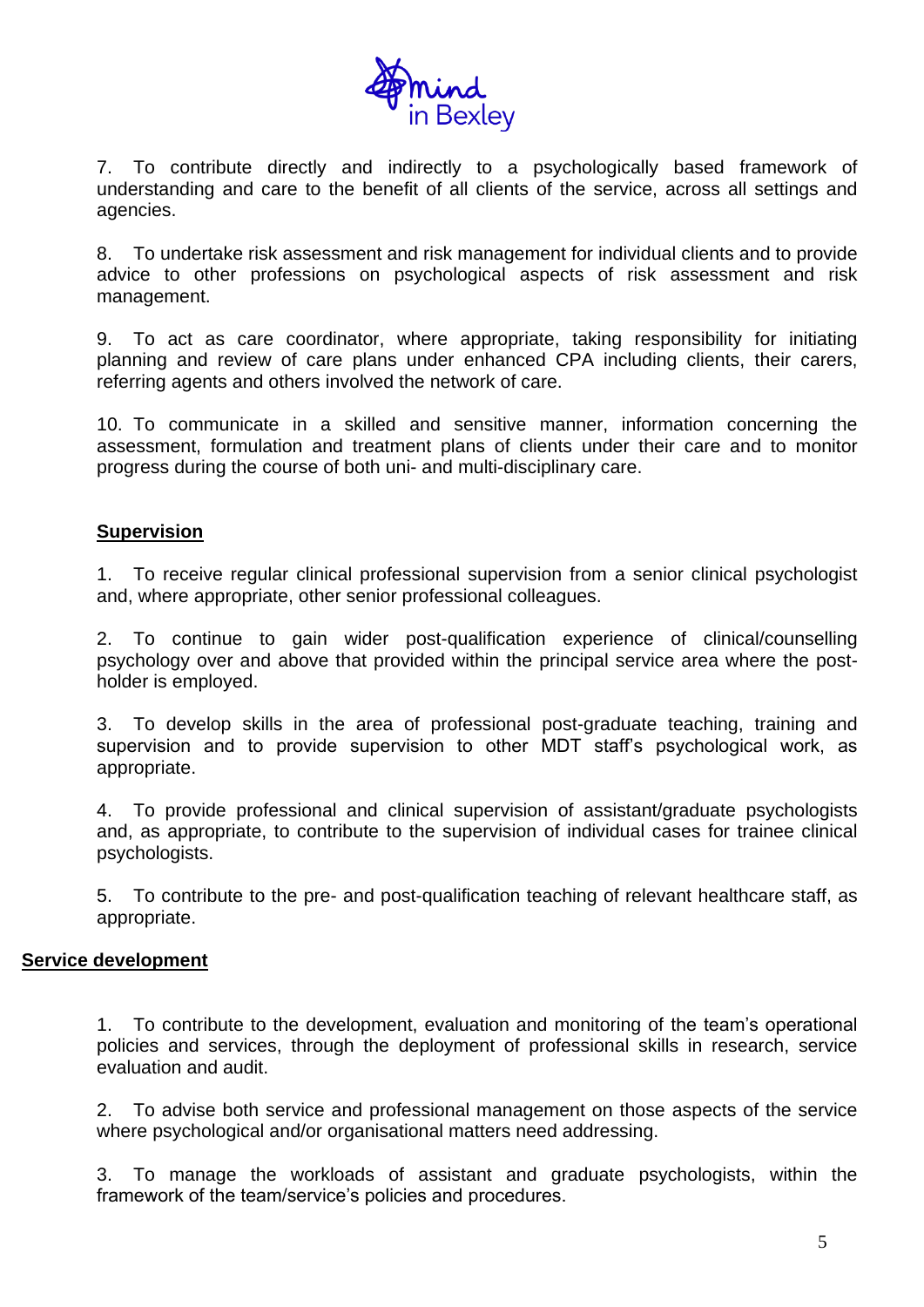7. To contribute directly and indirectly to a psychologically based framework of understanding and care to the benefit of all clients of the service, across all settings and agencies.

8. To undertake risk assessment and risk management for individual clients and to provide advice to other professions on psychological aspects of risk assessment and risk management.

9. To act as care coordinator, where appropriate, taking responsibility for initiating planning and review of care plans under enhanced CPA including clients, their carers, referring agents and others involved the network of care.

10. To communicate in a skilled and sensitive manner, information concerning the assessment, formulation and treatment plans of clients under their care and to monitor progress during the course of both uni- and multi-disciplinary care.

## Supervision

1. To receive regular clinical professional supervision from a senior clinical psychologist and, where appropriate, other senior professional colleagues.

2. To continue to gain wider post-qualification experience of clinical/counselling psychology over and above that provided within the principal service area where the post-holder is employed.

3. To develop skills in the area of professional post-graduate teaching, training and supervision and to provide supervision to other MDT staff's psychological work, as appropriate.

4. To provide professional and clinical supervision of assistant/graduate psychologists and, as appropriate, to contribute to the supervision of individual cases for trainee clinical psychologists.

5. To contribute to the pre- and post-qualification teaching of relevant healthcare staff, as appropriate.

## Service development

1. To contribute to the development, evaluation and monitoring of the team's operational policies and services, through the deployment of professional skills in research, service evaluation and audit.

2. To advise both service and professional management on those aspects of the service where psychological and/or organisational matters need addressing.

3. To manage the workloads of assistant and graduate psychologists, within the framework of the team/service's policies and procedures.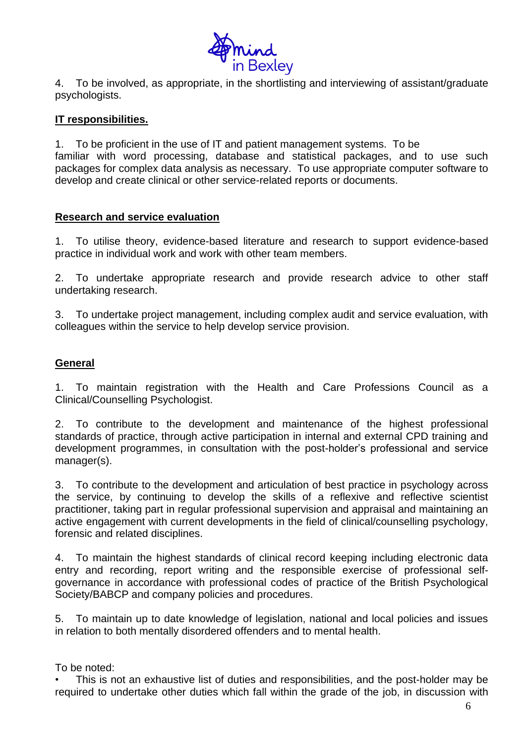4. To be involved, as appropriate, in the shortlisting and interviewing of assistant/graduate psychologists.

**IT responsibilities.**

1. To be proficient in the use of IT and patient management systems. To be familiar with word processing, database and statistical packages, and to use such packages for complex data analysis as necessary. To use appropriate computer software to develop and create clinical or other service-related reports or documents.

**Research and service evaluation**

1. To utilise theory, evidence-based literature and research to support evidence-based practice in individual work and work with other team members.

2. To undertake appropriate research and provide research advice to other staff undertaking research.

3. To undertake project management, including complex audit and service evaluation, with colleagues within the service to help develop service provision.

**General**

1. To maintain registration with the Health and Care Professions Council as a Clinical/Counselling Psychologist.

2. To contribute to the development and maintenance of the highest professional standards of practice, through active participation in internal and external CPD training and development programmes, in consultation with the post-holder's professional and service manager(s).

3. To contribute to the development and articulation of best practice in psychology across the service, by continuing to develop the skills of a reflexive and reflective scientist practitioner, taking part in regular professional supervision and appraisal and maintaining an active engagement with current developments in the field of clinical/counselling psychology, forensic and related disciplines.

4. To maintain the highest standards of clinical record keeping including electronic data entry and recording, report writing and the responsible exercise of professional self-governance in accordance with professional codes of practice of the British Psychological Society/BABCP and company policies and procedures.

5. To maintain up to date knowledge of legislation, national and local policies and issues in relation to both mentally disordered offenders and to mental health.

To be noted:

- This is not an exhaustive list of duties and responsibilities, and the post-holder may be required to undertake other duties which fall within the grade of the job, in discussion with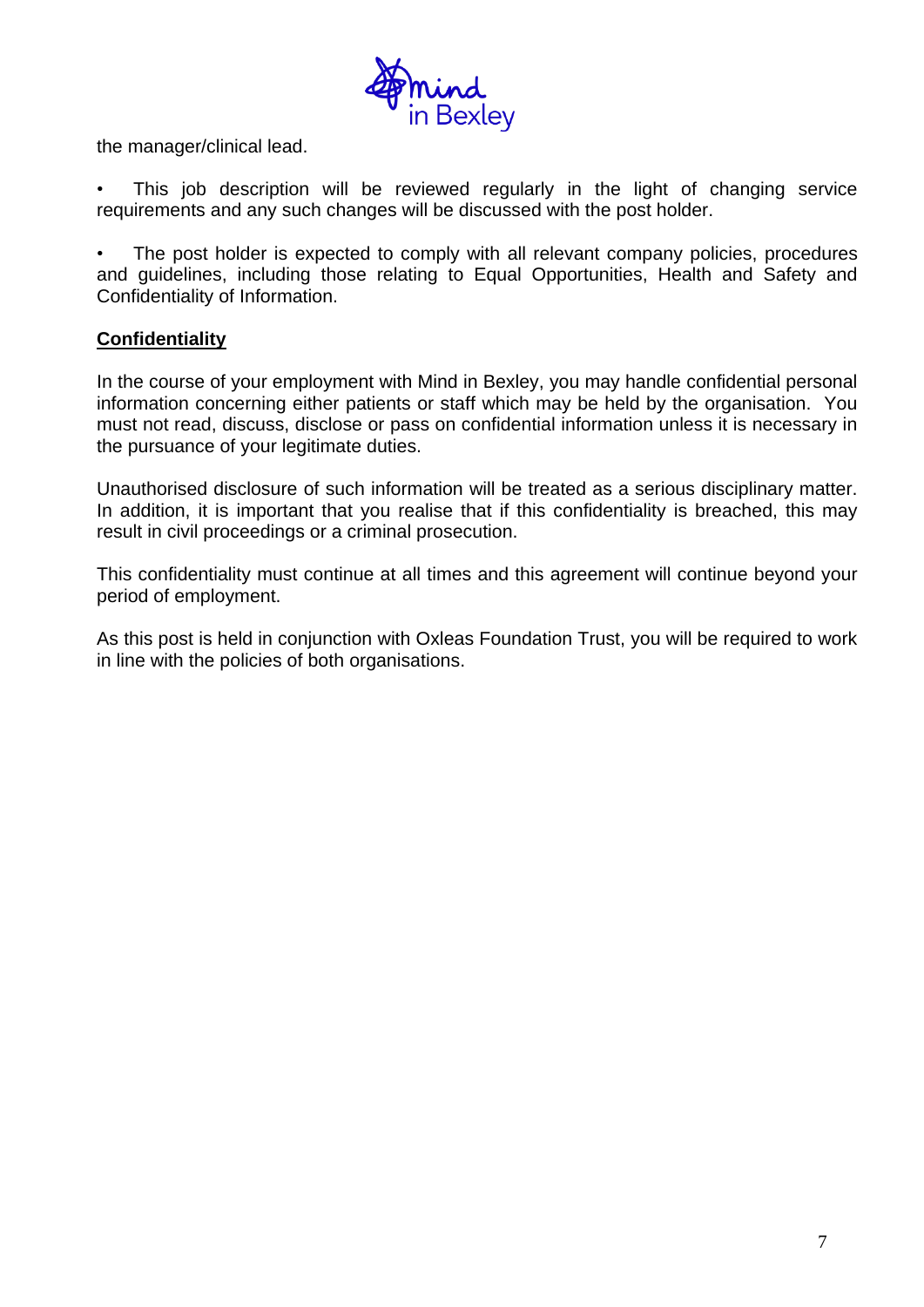the manager/clinical lead.

- This job description will be reviewed regularly in the light of changing service requirements and any such changes will be discussed with the post holder.

- The post holder is expected to comply with all relevant company policies, procedures and guidelines, including those relating to Equal Opportunities, Health and Safety and Confidentiality of Information.

**Confidentiality**

In the course of your employment with Mind in Bexley, you may handle confidential personal information concerning either patients or staff which may be held by the organisation. You must not read, discuss, disclose or pass on confidential information unless it is necessary in the pursuance of your legitimate duties.

Unauthorised disclosure of such information will be treated as a serious disciplinary matter. In addition, it is important that you realise that if this confidentiality is breached, this may result in civil proceedings or a criminal prosecution.

This confidentiality must continue at all times and this agreement will continue beyond your period of employment.

As this post is held in conjunction with Oxleas Foundation Trust, you will be required to work in line with the policies of both organisations.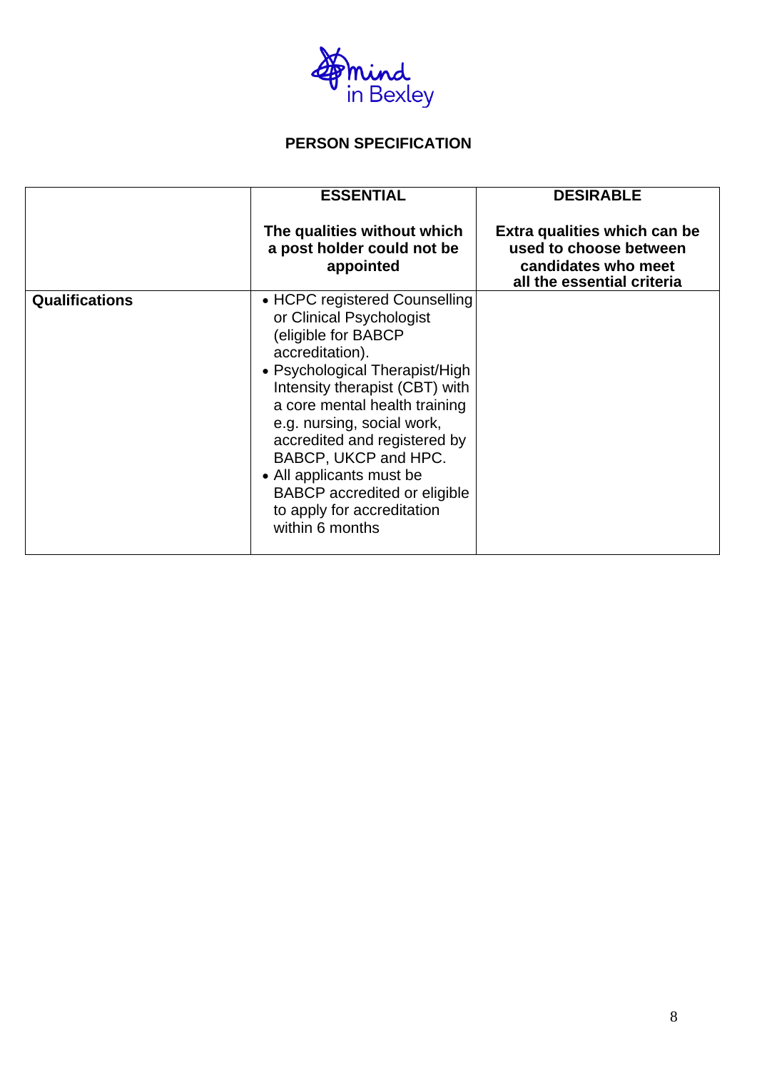Mind in Bexley

**PERSON SPECIFICATION**

| | **ESSENTIAL**<br><br>**The qualities without which a post holder could not be appointed** | **DESIRABLE**<br><br>**Extra qualities which can be used to choose between candidates who meet all the essential criteria** |
|---|---|---|
| **Qualifications** | • HCPC registered Counselling or Clinical Psychologist (eligible for BABCP accreditation).<br>• Psychological Therapist/High Intensity therapist (CBT) with a core mental health training e.g. nursing, social work, accredited and registered by BABCP, UKCP and HPC.<br>• All applicants must be BABCP accredited or eligible to apply for accreditation within 6 months | |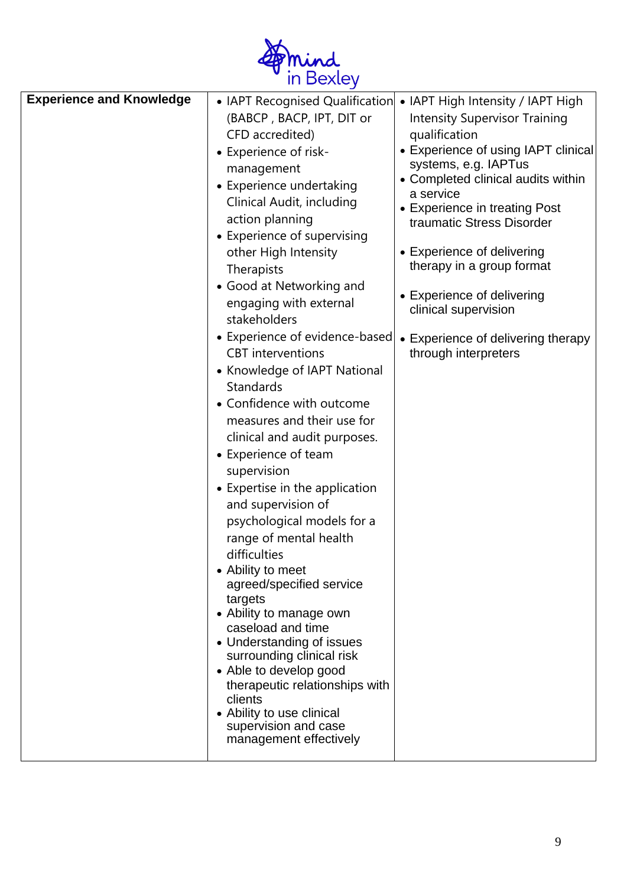| Experience and Knowledge | • IAPT Recognised Qualification (BABCP , BACP, IPT, DIT or CFD accredited)<br>• Experience of risk-management<br>• Experience undertaking Clinical Audit, including action planning<br>• Experience of supervising other High Intensity Therapists<br>• Good at Networking and engaging with external stakeholders<br>• Experience of evidence-based CBT interventions<br>• Knowledge of IAPT National Standards<br>• Confidence with outcome measures and their use for clinical and audit purposes.<br>• Experience of team supervision<br>• Expertise in the application and supervision of psychological models for a range of mental health difficulties<br>• Ability to meet agreed/specified service targets<br>• Ability to manage own caseload and time<br>• Understanding of issues surrounding clinical risk<br>• Able to develop good therapeutic relationships with clients<br>• Ability to use clinical supervision and case management effectively | • IAPT High Intensity / IAPT High Intensity Supervisor Training qualification<br>• Experience of using IAPT clinical systems, e.g. IAPTus<br>• Completed clinical audits within a service<br>• Experience in treating Post traumatic Stress Disorder<br>• Experience of delivering therapy in a group format<br>• Experience of delivering clinical supervision<br>• Experience of delivering therapy through interpreters |
|---|---|---|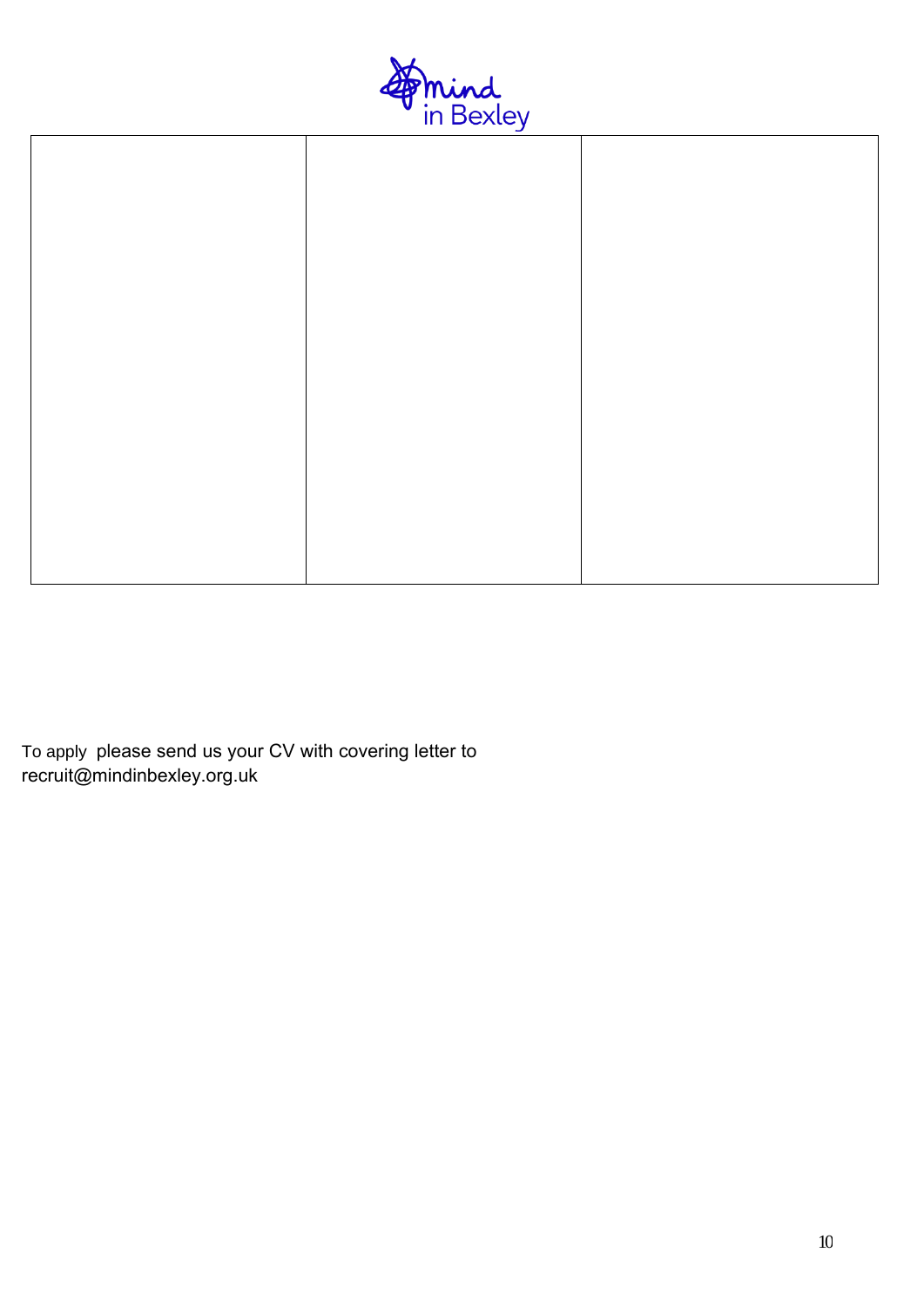| | | |
|---|---|---|
| | | |

To apply please send us your CV with covering letter to recruit@mindinbexley.org.uk